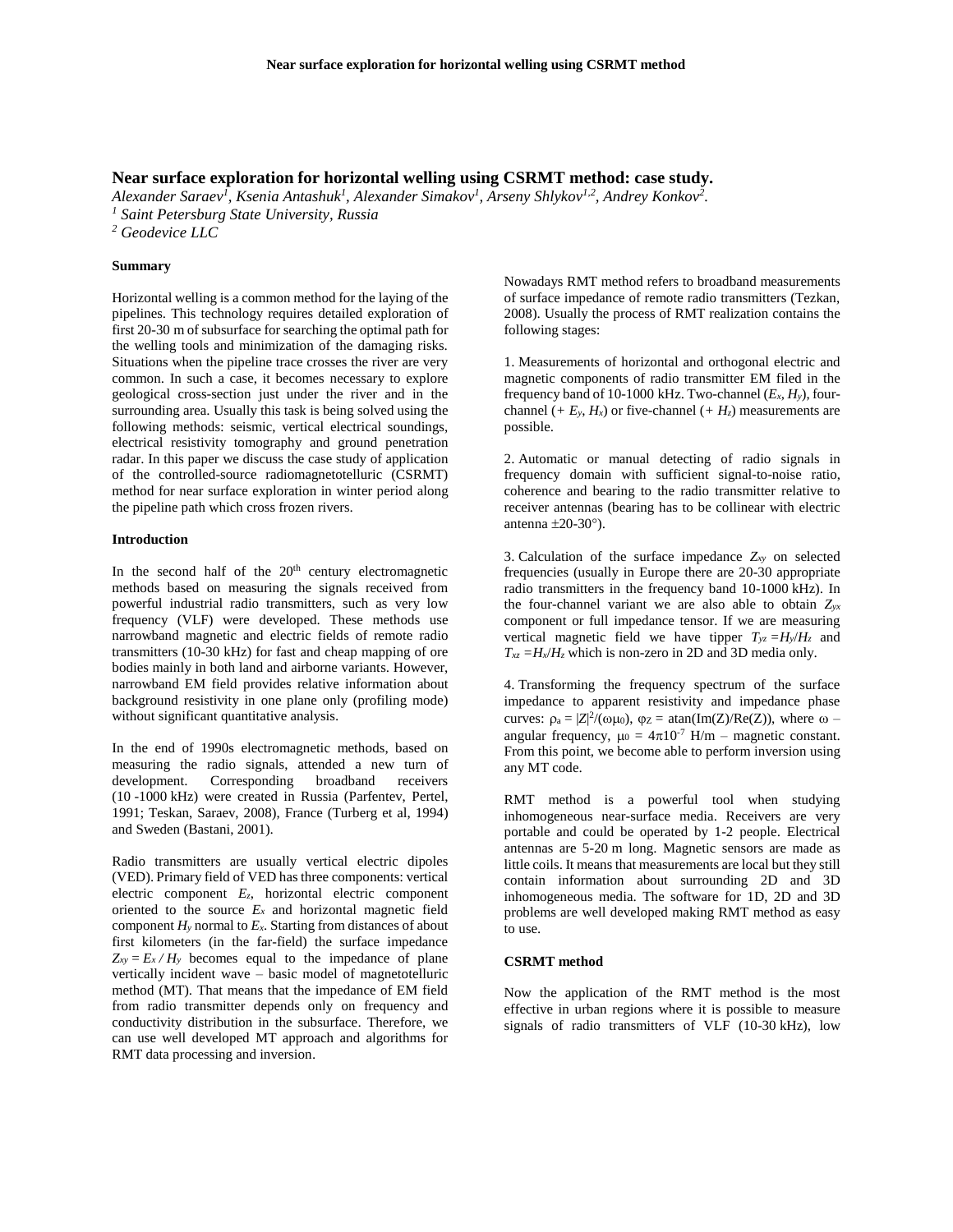# Near surface exploration for horizontal welling using CSRMT method: case study.

*Alexander Saraev[1], Ksenia Antashuk[1], Alexander Simakov[1], Arseny Shlykov[1,2], Andrey Konkov[2].*

*[1] Saint Petersburg State University, Russia*

*[2] Geodevice LLC*

## Summary

Horizontal welling is a common method for the laying of the pipelines. This technology requires detailed exploration of first 20-30 m of subsurface for searching the optimal path for the welling tools and minimization of the damaging risks. Situations when the pipeline trace crosses the river are very common. In such a case, it becomes necessary to explore geological cross-section just under the river and in the surrounding area. Usually this task is being solved using the following methods: seismic, vertical electrical soundings, electrical resistivity tomography and ground penetration radar. In this paper we discuss the case study of application of the controlled-source radiomagnetotelluric (CSRMT) method for near surface exploration in winter period along the pipeline path which cross frozen rivers.

## Introduction

In the second half of the 20[th] century electromagnetic methods based on measuring the signals received from powerful industrial radio transmitters, such as very low frequency (VLF) were developed. These methods use narrowband magnetic and electric fields of remote radio transmitters (10-30 kHz) for fast and cheap mapping of ore bodies mainly in both land and airborne variants. However, narrowband EM field provides relative information about background resistivity in one plane only (profiling mode) without significant quantitative analysis.

In the end of 1990s electromagnetic methods, based on measuring the radio signals, attended a new turn of development. Corresponding broadband receivers (10 -1000 kHz) were created in Russia (Parfentev, Pertel, 1991; Teskan, Saraev, 2008), France (Turberg et al, 1994) and Sweden (Bastani, 2001).

Radio transmitters are usually vertical electric dipoles (VED). Primary field of VED has three components: vertical electric component $E_z$, horizontal electric component oriented to the source $E_x$ and horizontal magnetic field component $H_y$ normal to $E_x$. Starting from distances of about first kilometers (in the far-field) the surface impedance $Z_{xy} = E_x / H_y$ becomes equal to the impedance of plane vertically incident wave – basic model of magnetotelluric method (MT). That means that the impedance of EM field from radio transmitter depends only on frequency and conductivity distribution in the subsurface. Therefore, we can use well developed MT approach and algorithms for RMT data processing and inversion.

Nowadays RMT method refers to broadband measurements of surface impedance of remote radio transmitters (Tezkan, 2008). Usually the process of RMT realization contains the following stages:

1. Measurements of horizontal and orthogonal electric and magnetic components of radio transmitter EM filed in the frequency band of 10-1000 kHz. Two-channel ($E_x$, $H_y$), four-channel (+ $E_y$, $H_x$) or five-channel (+ $H_z$) measurements are possible.

2. Automatic or manual detecting of radio signals in frequency domain with sufficient signal-to-noise ratio, coherence and bearing to the radio transmitter relative to receiver antennas (bearing has to be collinear with electric antenna ±20-30°).

3. Calculation of the surface impedance $Z_{xy}$ on selected frequencies (usually in Europe there are 20-30 appropriate radio transmitters in the frequency band 10-1000 kHz). In the four-channel variant we are also able to obtain $Z_{yx}$ component or full impedance tensor. If we are measuring vertical magnetic field we have tipper $T_{yz} = H_y/H_z$ and $T_{xz} = H_x/H_z$ which is non-zero in 2D and 3D media only.

4. Transforming the frequency spectrum of the surface impedance to apparent resistivity and impedance phase curves: $\rho_a = |Z|^2/(\omega\mu_0)$, $\varphi_Z = \mathrm{atan}(\mathrm{Im}(Z)/\mathrm{Re}(Z))$, where $\omega$ – angular frequency, $\mu_0 = 4\pi 10^{-7}$ H/m – magnetic constant. From this point, we become able to perform inversion using any MT code.

RMT method is a powerful tool when studying inhomogeneous near-surface media. Receivers are very portable and could be operated by 1-2 people. Electrical antennas are 5-20 m long. Magnetic sensors are made as little coils. It means that measurements are local but they still contain information about surrounding 2D and 3D inhomogeneous media. The software for 1D, 2D and 3D problems are well developed making RMT method as easy to use.

## CSRMT method

Now the application of the RMT method is the most effective in urban regions where it is possible to measure signals of radio transmitters of VLF (10-30 kHz), low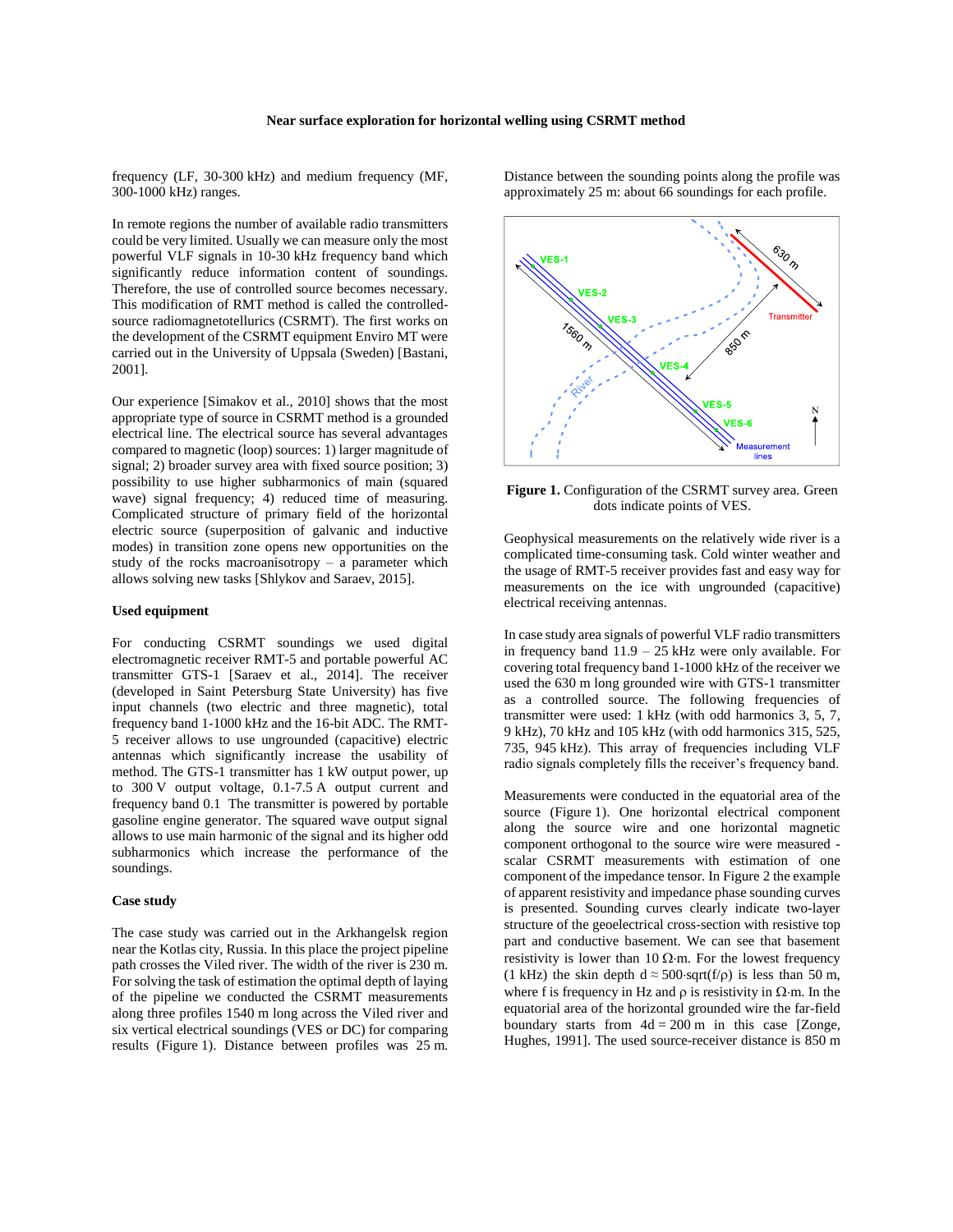frequency (LF, 30-300 kHz) and medium frequency (MF, 300-1000 kHz) ranges.

In remote regions the number of available radio transmitters could be very limited. Usually we can measure only the most powerful VLF signals in 10-30 kHz frequency band which significantly reduce information content of soundings. Therefore, the use of controlled source becomes necessary. This modification of RMT method is called the controlled-source radiomagnetotellurics (CSRMT). The first works on the development of the CSRMT equipment Enviro MT were carried out in the University of Uppsala (Sweden) [Bastani, 2001].

Our experience [Simakov et al., 2010] shows that the most appropriate type of source in CSRMT method is a grounded electrical line. The electrical source has several advantages compared to magnetic (loop) sources: 1) larger magnitude of signal; 2) broader survey area with fixed source position; 3) possibility to use higher subharmonics of main (squared wave) signal frequency; 4) reduced time of measuring. Complicated structure of primary field of the horizontal electric source (superposition of galvanic and inductive modes) in transition zone opens new opportunities on the study of the rocks macroanisotropy – a parameter which allows solving new tasks [Shlykov and Saraev, 2015].

### Used equipment

For conducting CSRMT soundings we used digital electromagnetic receiver RMT-5 and portable powerful AC transmitter GTS-1 [Saraev et al., 2014]. The receiver (developed in Saint Petersburg State University) has five input channels (two electric and three magnetic), total frequency band 1-1000 kHz and the 16-bit ADC. The RMT-5 receiver allows to use ungrounded (capacitive) electric antennas which significantly increase the usability of method. The GTS-1 transmitter has 1 kW output power, up to 300 V output voltage, 0.1-7.5 A output current and frequency band 0.1 The transmitter is powered by portable gasoline engine generator. The squared wave output signal allows to use main harmonic of the signal and its higher odd subharmonics which increase the performance of the soundings.

### Case study

The case study was carried out in the Arkhangelsk region near the Kotlas city, Russia. In this place the project pipeline path crosses the Viled river. The width of the river is 230 m. For solving the task of estimation the optimal depth of laying of the pipeline we conducted the CSRMT measurements along three profiles 1540 m long across the Viled river and six vertical electrical soundings (VES or DC) for comparing results (Figure 1). Distance between profiles was 25 m. Distance between the sounding points along the profile was approximately 25 m: about 66 soundings for each profile.

**Figure 1.** Configuration of the CSRMT survey area. Green dots indicate points of VES.

Geophysical measurements on the relatively wide river is a complicated time-consuming task. Cold winter weather and the usage of RMT-5 receiver provides fast and easy way for measurements on the ice with ungrounded (capacitive) electrical receiving antennas.

In case study area signals of powerful VLF radio transmitters in frequency band 11.9 – 25 kHz were only available. For covering total frequency band 1-1000 kHz of the receiver we used the 630 m long grounded wire with GTS-1 transmitter as a controlled source. The following frequencies of transmitter were used: 1 kHz (with odd harmonics 3, 5, 7, 9 kHz), 70 kHz and 105 kHz (with odd harmonics 315, 525, 735, 945 kHz). This array of frequencies including VLF radio signals completely fills the receiver's frequency band.

Measurements were conducted in the equatorial area of the source (Figure 1). One horizontal electrical component along the source wire and one horizontal magnetic component orthogonal to the source wire were measured - scalar CSRMT measurements with estimation of one component of the impedance tensor. In Figure 2 the example of apparent resistivity and impedance phase sounding curves is presented. Sounding curves clearly indicate two-layer structure of the geoelectrical cross-section with resistive top part and conductive basement. We can see that basement resistivity is lower than 10 Ω·m. For the lowest frequency (1 kHz) the skin depth $d \approx 500 \cdot \sqrt{f/\rho}$ is less than 50 m, where f is frequency in Hz and ρ is resistivity in Ω·m. In the equatorial area of the horizontal grounded wire the far-field boundary starts from $4d = 200$ m in this case [Zonge, Hughes, 1991]. The used source-receiver distance is 850 m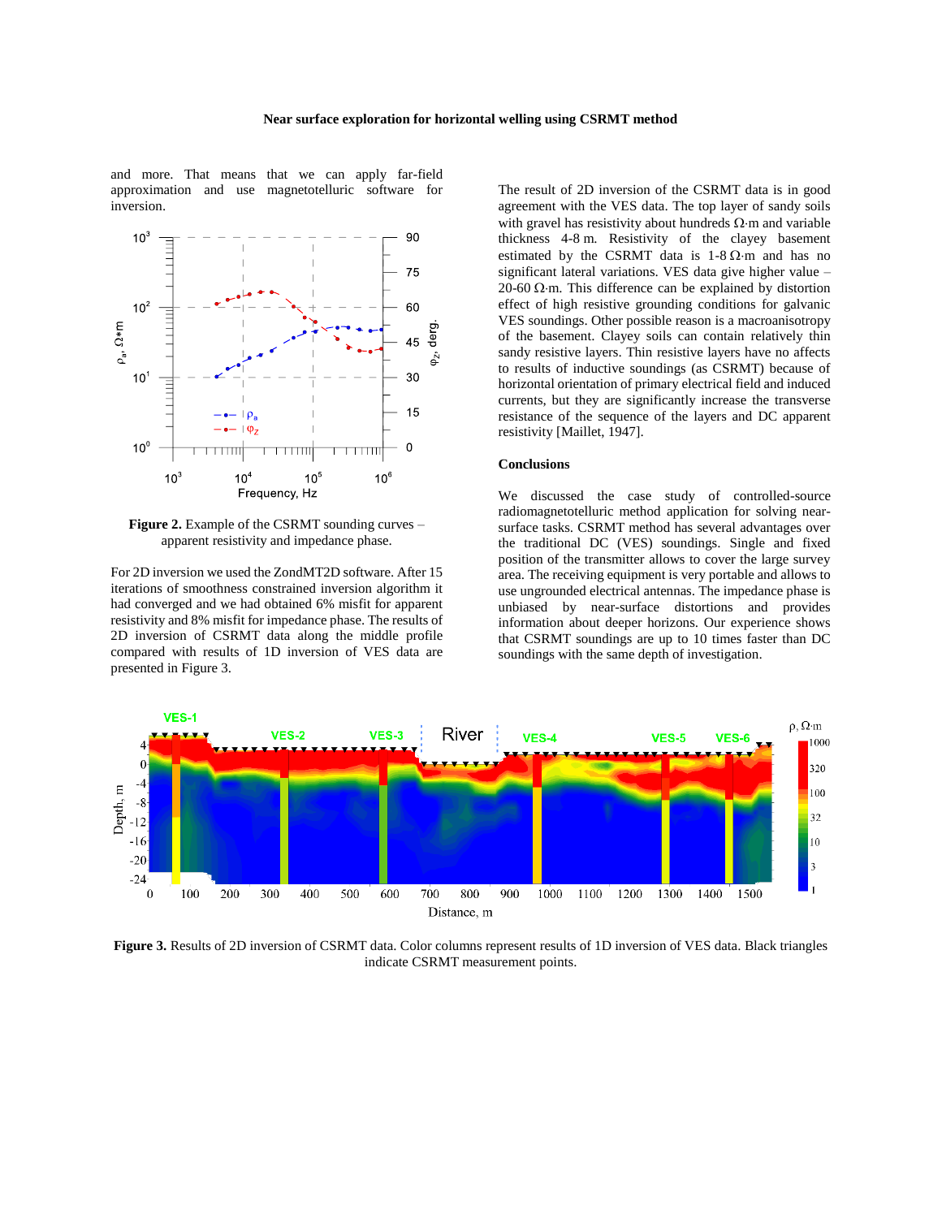and more. That means that we can apply far-field approximation and use magnetotelluric software for inversion.

**Figure 2.** Example of the CSRMT sounding curves – apparent resistivity and impedance phase.

For 2D inversion we used the ZondMT2D software. After 15 iterations of smoothness constrained inversion algorithm it had converged and we had obtained 6% misfit for apparent resistivity and 8% misfit for impedance phase. The results of 2D inversion of CSRMT data along the middle profile compared with results of 1D inversion of VES data are presented in Figure 3.

The result of 2D inversion of the CSRMT data is in good agreement with the VES data. The top layer of sandy soils with gravel has resistivity about hundreds Ω·m and variable thickness 4-8 m. Resistivity of the clayey basement estimated by the CSRMT data is 1-8 Ω·m and has no significant lateral variations. VES data give higher value – 20-60 Ω·m. This difference can be explained by distortion effect of high resistive grounding conditions for galvanic VES soundings. Other possible reason is a macroanisotropy of the basement. Clayey soils can contain relatively thin sandy resistive layers. Thin resistive layers have no affects to results of inductive soundings (as CSRMT) because of horizontal orientation of primary electrical field and induced currents, but they are significantly increase the transverse resistance of the sequence of the layers and DC apparent resistivity [Maillet, 1947].

### Conclusions

We discussed the case study of controlled-source radiomagnetotelluric method application for solving near-surface tasks. CSRMT method has several advantages over the traditional DC (VES) soundings. Single and fixed position of the transmitter allows to cover the large survey area. The receiving equipment is very portable and allows to use ungrounded electrical antennas. The impedance phase is unbiased by near-surface distortions and provides information about deeper horizons. Our experience shows that CSRMT soundings are up to 10 times faster than DC soundings with the same depth of investigation.

**Figure 3.** Results of 2D inversion of CSRMT data. Color columns represent results of 1D inversion of VES data. Black triangles indicate CSRMT measurement points.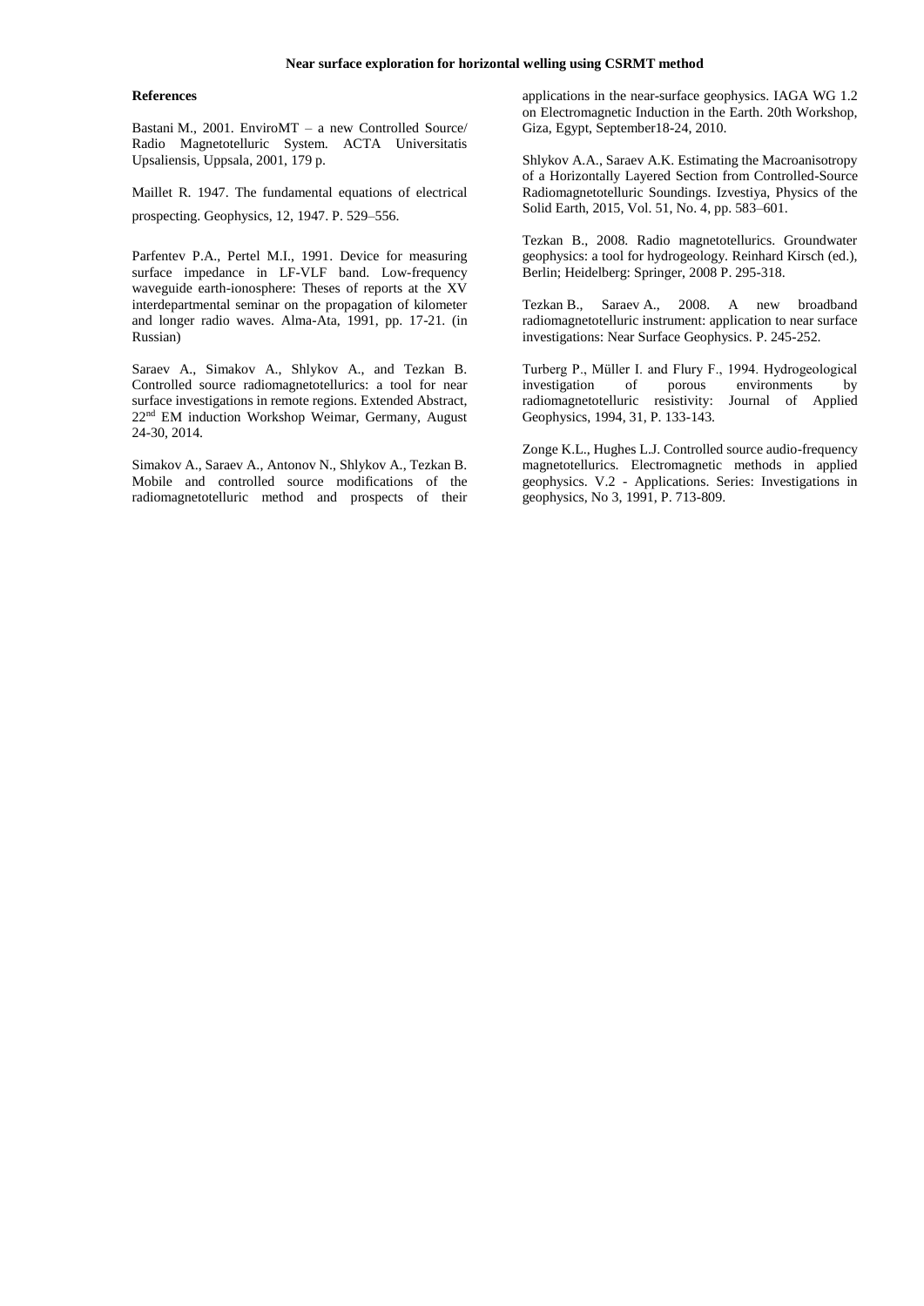### References

Bastani M., 2001. EnviroMT – a new Controlled Source/ Radio Magnetotelluric System. ACTA Universitatis Upsaliensis, Uppsala, 2001, 179 p.

Maillet R. 1947. The fundamental equations of electrical prospecting. Geophysics, 12, 1947. P. 529–556.

Parfentev P.A., Pertel M.I., 1991. Device for measuring surface impedance in LF-VLF band. Low-frequency waveguide earth-ionosphere: Theses of reports at the XV interdepartmental seminar on the propagation of kilometer and longer radio waves. Alma-Ata, 1991, pp. 17-21. (in Russian)

Saraev A., Simakov A., Shlykov A., and Tezkan B. Controlled source radiomagnetotellurics: a tool for near surface investigations in remote regions. Extended Abstract, 22nd EM induction Workshop Weimar, Germany, August 24-30, 2014.

Simakov A., Saraev A., Antonov N., Shlykov A., Tezkan B. Mobile and controlled source modifications of the radiomagnetotelluric method and prospects of their applications in the near-surface geophysics. IAGA WG 1.2 on Electromagnetic Induction in the Earth. 20th Workshop, Giza, Egypt, September18-24, 2010.

Shlykov A.A., Saraev A.K. Estimating the Macroanisotropy of a Horizontally Layered Section from Controlled-Source Radiomagnetotelluric Soundings. Izvestiya, Physics of the Solid Earth, 2015, Vol. 51, No. 4, pp. 583–601.

Tezkan B., 2008. Radio magnetotellurics. Groundwater geophysics: a tool for hydrogeology. Reinhard Kirsch (ed.), Berlin; Heidelberg: Springer, 2008 P. 295-318.

Tezkan B., Saraev A., 2008. A new broadband radiomagnetotelluric instrument: application to near surface investigations: Near Surface Geophysics. P. 245-252.

Turberg P., Müller I. and Flury F., 1994. Hydrogeological investigation of porous environments by radiomagnetotelluric resistivity: Journal of Applied Geophysics, 1994, 31, P. 133-143.

Zonge K.L., Hughes L.J. Controlled source audio-frequency magnetotellurics. Electromagnetic methods in applied geophysics. V.2 - Applications. Series: Investigations in geophysics, No 3, 1991, P. 713-809.